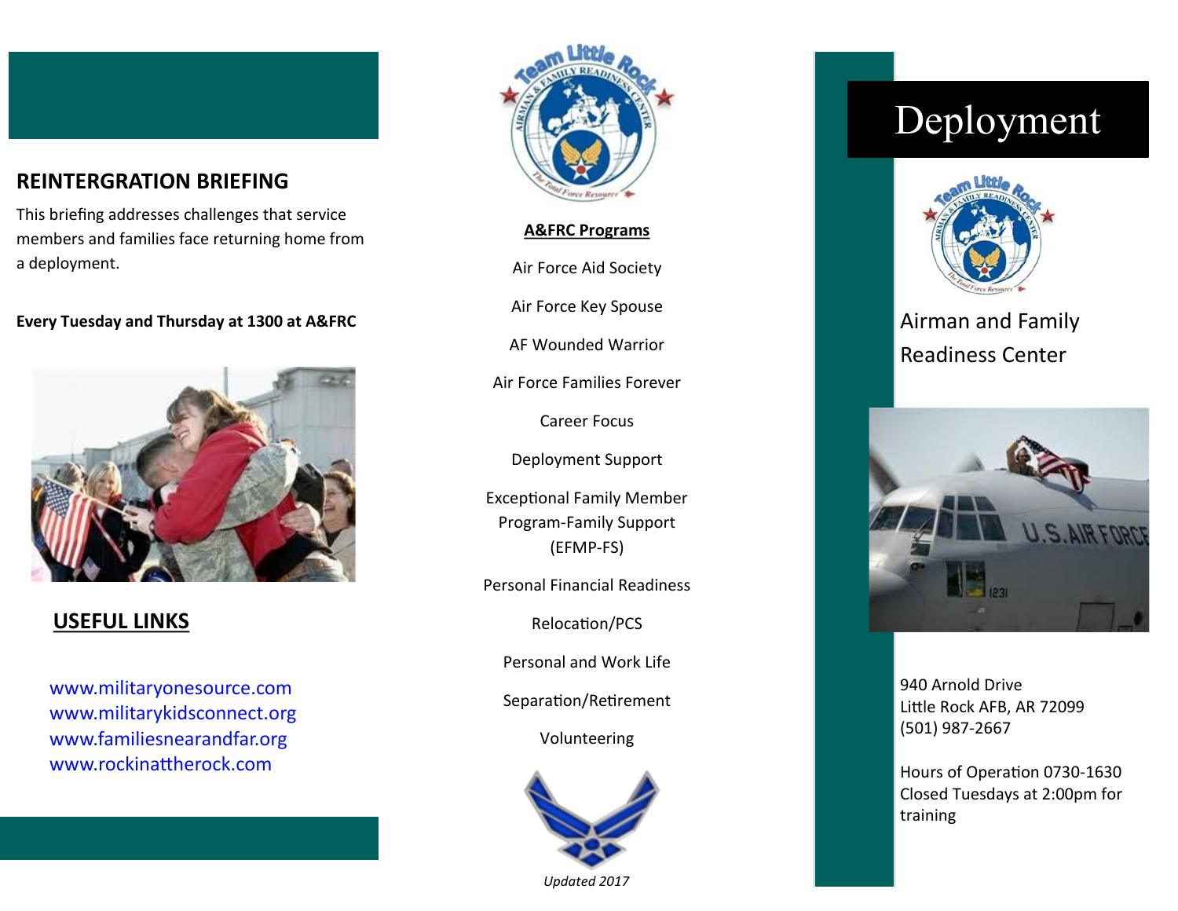## REINTERGRATION BRIEFING

This briefing addresses challenges that service members and families face returning home from a deployment.

**Every Tuesday and Thursday at 1300 at A&FRC**

## USEFUL LINKS

www.militaryonesource.com
www.militarykidsconnect.org
www.familiesnearandfar.org
www.rockinattherock.com

**A&FRC Programs**

Air Force Aid Society

Air Force Key Spouse

AF Wounded Warrior

Air Force Families Forever

Career Focus

Deployment Support

Exceptional Family Member Program-Family Support (EFMP-FS)

Personal Financial Readiness

Relocation/PCS

Personal and Work Life

Separation/Retirement

Volunteering

*Updated 2017*

# Deployment

Airman and Family Readiness Center

940 Arnold Drive
Little Rock AFB, AR 72099
(501) 987-2667

Hours of Operation 0730-1630
Closed Tuesdays at 2:00pm for training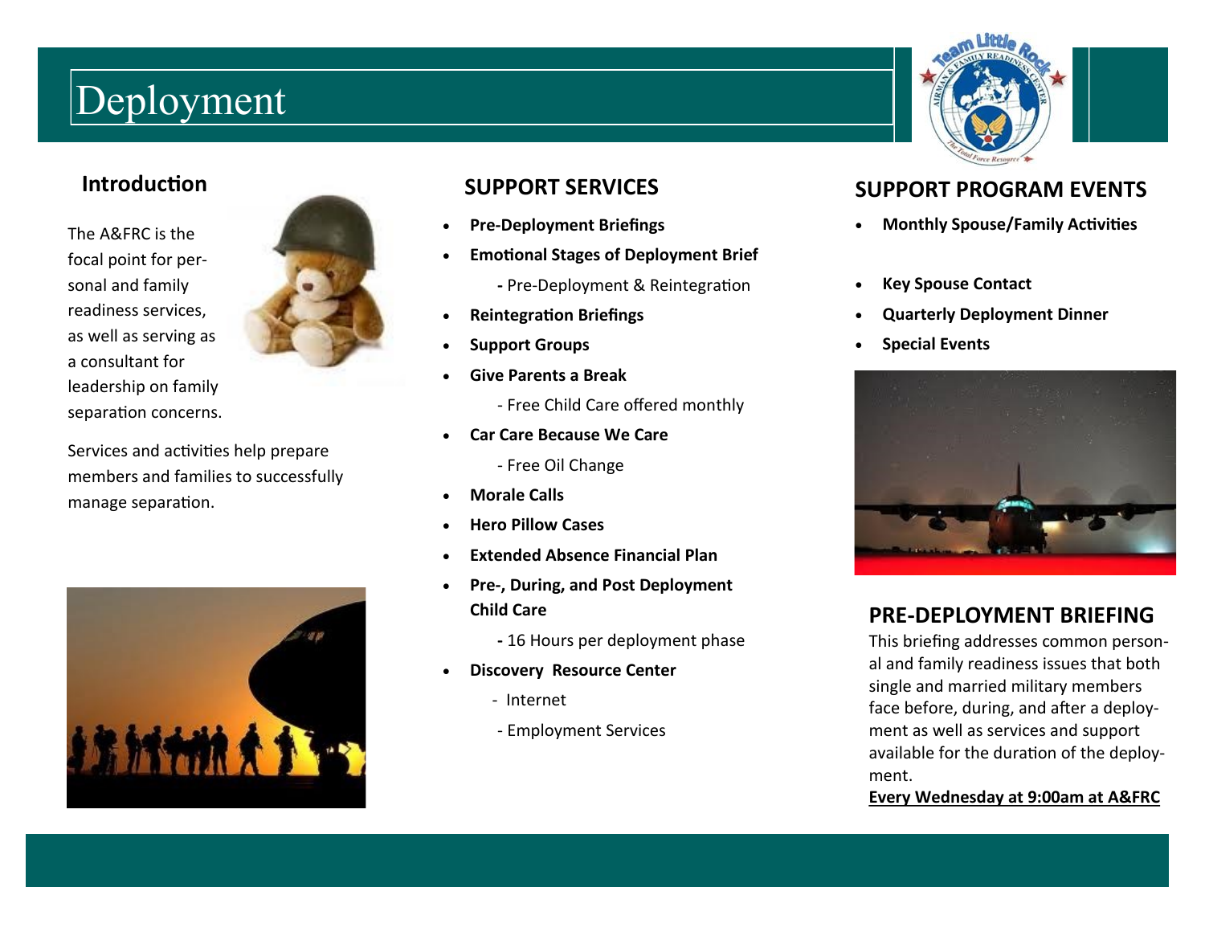# Deployment

## Introduction

The A&FRC is the focal point for personal and family readiness services, as well as serving as a consultant for leadership on family separation concerns.

Services and activities help prepare members and families to successfully manage separation.

## SUPPORT SERVICES

- **Pre-Deployment Briefings**
- **Emotional Stages of Deployment Brief**
  - Pre-Deployment & Reintegration
- **Reintegration Briefings**
- **Support Groups**
- **Give Parents a Break**
  - Free Child Care offered monthly
- **Car Care Because We Care**
  - Free Oil Change
- **Morale Calls**
- **Hero Pillow Cases**
- **Extended Absence Financial Plan**
- **Pre-, During, and Post Deployment Child Care**
  - 16 Hours per deployment phase
- **Discovery Resource Center**
  - Internet
  - Employment Services

## SUPPORT PROGRAM EVENTS

- **Monthly Spouse/Family Activities**
- **Key Spouse Contact**
- **Quarterly Deployment Dinner**
- **Special Events**

## PRE-DEPLOYMENT BRIEFING

This briefing addresses common personal and family readiness issues that both single and married military members face before, during, and after a deployment as well as services and support available for the duration of the deployment.

**Every Wednesday at 9:00am at A&FRC**